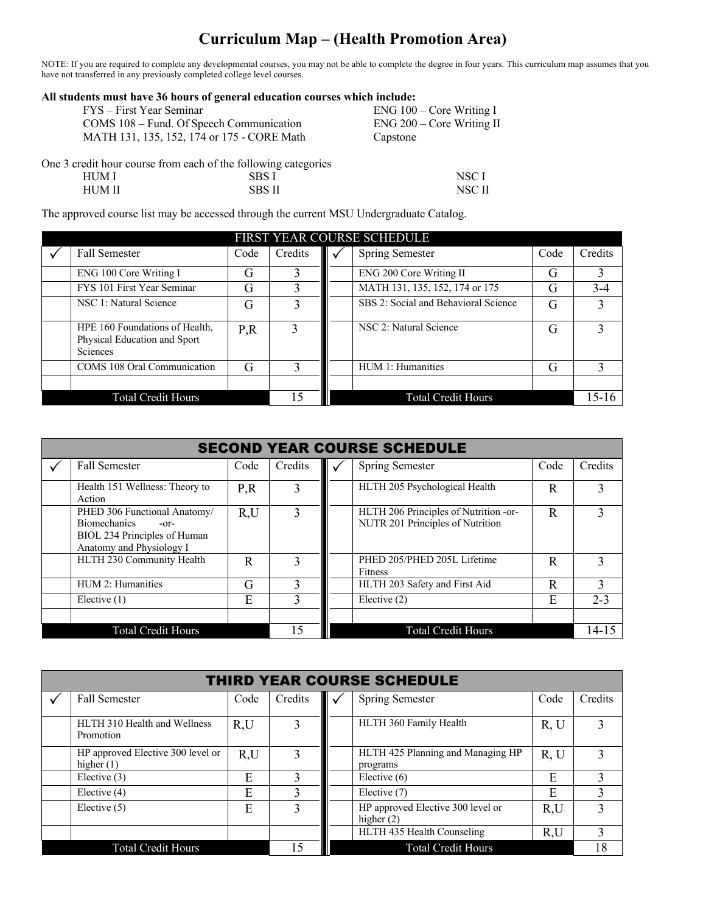// Curriculum Map – (Health Promotion Area)

NOTE: If you are required to complete any developmental courses, you may not be able to complete the degree in four years. This curriculum map assumes that you have not transferred in any previously completed college level courses.

**All students must have 36 hours of general education courses which include:**

- FYS – First Year Seminar
- ENG 100 – Core Writing I
- COMS 108 – Fund. Of Speech Communication
- ENG 200 – Core Writing II
- MATH 131, 135, 152, 174 or 175 - CORE Math
- Capstone

One 3 credit hour course from each of the following categories

| | | |
|---|---|---|
| HUM I | SBS I | NSC I |
| HUM II | SBS II | NSC II |

The approved course list may be accessed through the current MSU Undergraduate Catalog.

## FIRST YEAR COURSE SCHEDULE

| ✓ | Fall Semester | Code | Credits | ✓ | Spring Semester | Code | Credits |
|---|---|---|---|---|---|---|---|
| | ENG 100 Core Writing I | G | 3 | | ENG 200 Core Writing II | G | 3 |
| | FYS 101 First Year Seminar | G | 3 | | MATH 131, 135, 152, 174 or 175 | G | 3-4 |
| | NSC 1: Natural Science | G | 3 | | SBS 2: Social and Behavioral Science | G | 3 |
| | HPE 160 Foundations of Health, Physical Education and Sport Sciences | P,R | 3 | | NSC 2: Natural Science | G | 3 |
| | COMS 108 Oral Communication | G | 3 | | HUM 1: Humanities | G | 3 |
| | | | | | | | |
| | Total Credit Hours | | 15 | | Total Credit Hours | | 15-16 |

## SECOND YEAR COURSE SCHEDULE

| ✓ | Fall Semester | Code | Credits | ✓ | Spring Semester | Code | Credits |
|---|---|---|---|---|---|---|---|
| | Health 151 Wellness: Theory to Action | P,R | 3 | | HLTH 205 Psychological Health | R | 3 |
| | PHED 306 Functional Anatomy/ Biomechanics -or- BIOL 234 Principles of Human Anatomy and Physiology I | R,U | 3 | | HLTH 206 Principles of Nutrition -or- NUTR 201 Principles of Nutrition | R | 3 |
| | HLTH 230 Community Health | R | 3 | | PHED 205/PHED 205L Lifetime Fitness | R | 3 |
| | HUM 2: Humanities | G | 3 | | HLTH 203 Safety and First Aid | R | 3 |
| | Elective (1) | E | 3 | | Elective (2) | E | 2-3 |
| | | | | | | | |
| | Total Credit Hours | | 15 | | Total Credit Hours | | 14-15 |

## THIRD YEAR COURSE SCHEDULE

| ✓ | Fall Semester | Code | Credits | ✓ | Spring Semester | Code | Credits |
|---|---|---|---|---|---|---|---|
| | HLTH 310 Health and Wellness Promotion | R,U | 3 | | HLTH 360 Family Health | R, U | 3 |
| | HP approved Elective 300 level or higher (1) | R,U | 3 | | HLTH 425 Planning and Managing HP programs | R, U | 3 |
| | Elective (3) | E | 3 | | Elective (6) | E | 3 |
| | Elective (4) | E | 3 | | Elective (7) | E | 3 |
| | Elective (5) | E | 3 | | HP approved Elective 300 level or higher (2) | R,U | 3 |
| | | | | | HLTH 435 Health Counseling | R,U | 3 |
| | Total Credit Hours | | 15 | | Total Credit Hours | | 18 |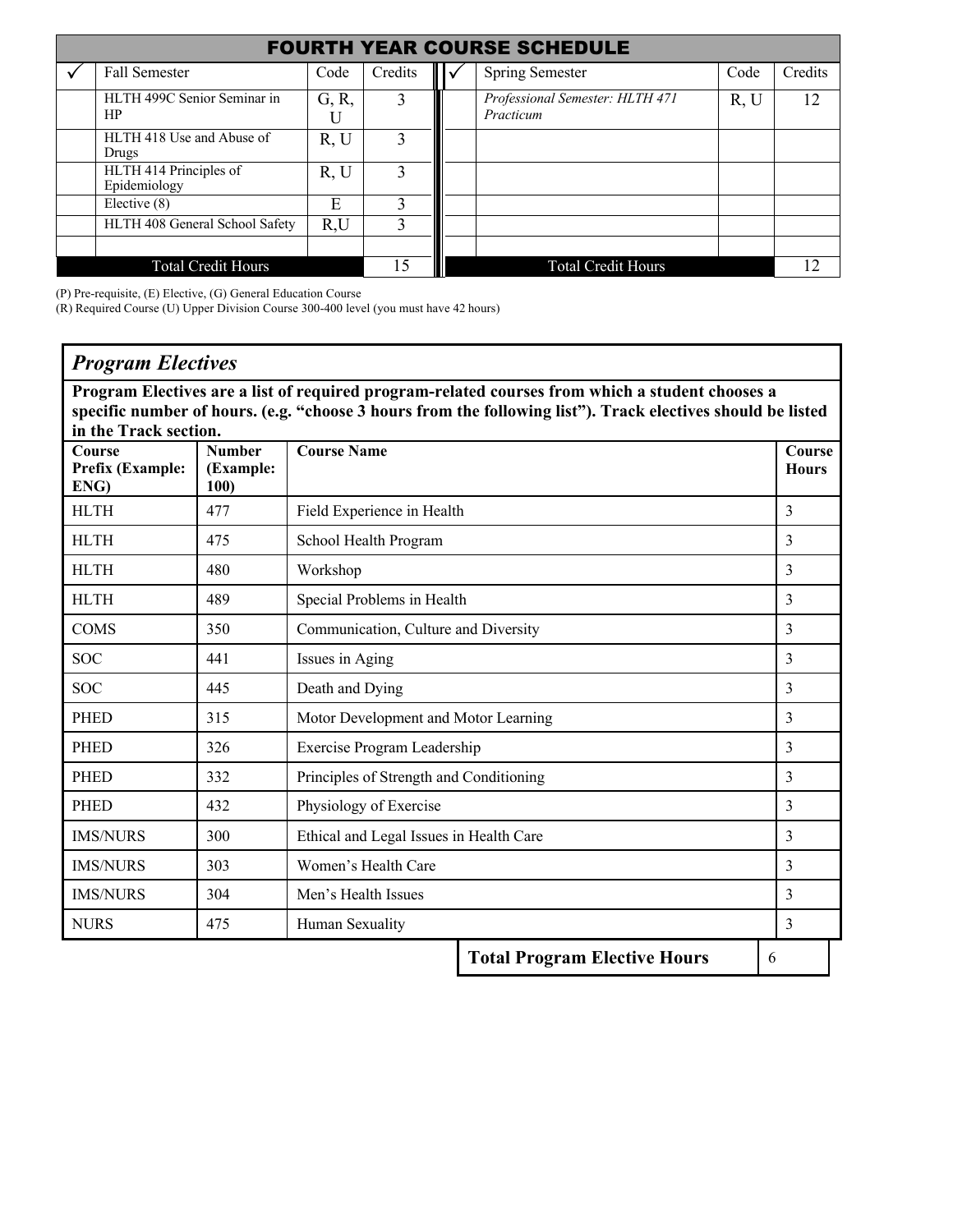## FOURTH YEAR COURSE SCHEDULE

| ✓ | Fall Semester | Code | Credits | ✓ | Spring Semester | Code | Credits |
|---|---|---|---|---|---|---|---|
| | HLTH 499C Senior Seminar in HP | G, R, U | 3 | | *Professional Semester: HLTH 471 Practicum* | R, U | 12 |
| | HLTH 418 Use and Abuse of Drugs | R, U | 3 | | | | |
| | HLTH 414 Principles of Epidemiology | R, U | 3 | | | | |
| | Elective (8) | E | 3 | | | | |
| | HLTH 408 General School Safety | R,U | 3 | | | | |
| | | | | | | | |
| | Total Credit Hours | | 15 | | Total Credit Hours | | 12 |

(P) Pre-requisite, (E) Elective, (G) General Education Course
(R) Required Course (U) Upper Division Course 300-400 level (you must have 42 hours)

## *Program Electives*

**Program Electives are a list of required program-related courses from which a student chooses a specific number of hours. (e.g. "choose 3 hours from the following list"). Track electives should be listed in the Track section.**

| Course Prefix (Example: ENG) | Number (Example: 100) | Course Name | Course Hours |
|---|---|---|---|
| HLTH | 477 | Field Experience in Health | 3 |
| HLTH | 475 | School Health Program | 3 |
| HLTH | 480 | Workshop | 3 |
| HLTH | 489 | Special Problems in Health | 3 |
| COMS | 350 | Communication, Culture and Diversity | 3 |
| SOC | 441 | Issues in Aging | 3 |
| SOC | 445 | Death and Dying | 3 |
| PHED | 315 | Motor Development and Motor Learning | 3 |
| PHED | 326 | Exercise Program Leadership | 3 |
| PHED | 332 | Principles of Strength and Conditioning | 3 |
| PHED | 432 | Physiology of Exercise | 3 |
| IMS/NURS | 300 | Ethical and Legal Issues in Health Care | 3 |
| IMS/NURS | 303 | Women's Health Care | 3 |
| IMS/NURS | 304 | Men's Health Issues | 3 |
| NURS | 475 | Human Sexuality | 3 |

| | |
|---|---|
| **Total Program Elective Hours** | 6 |